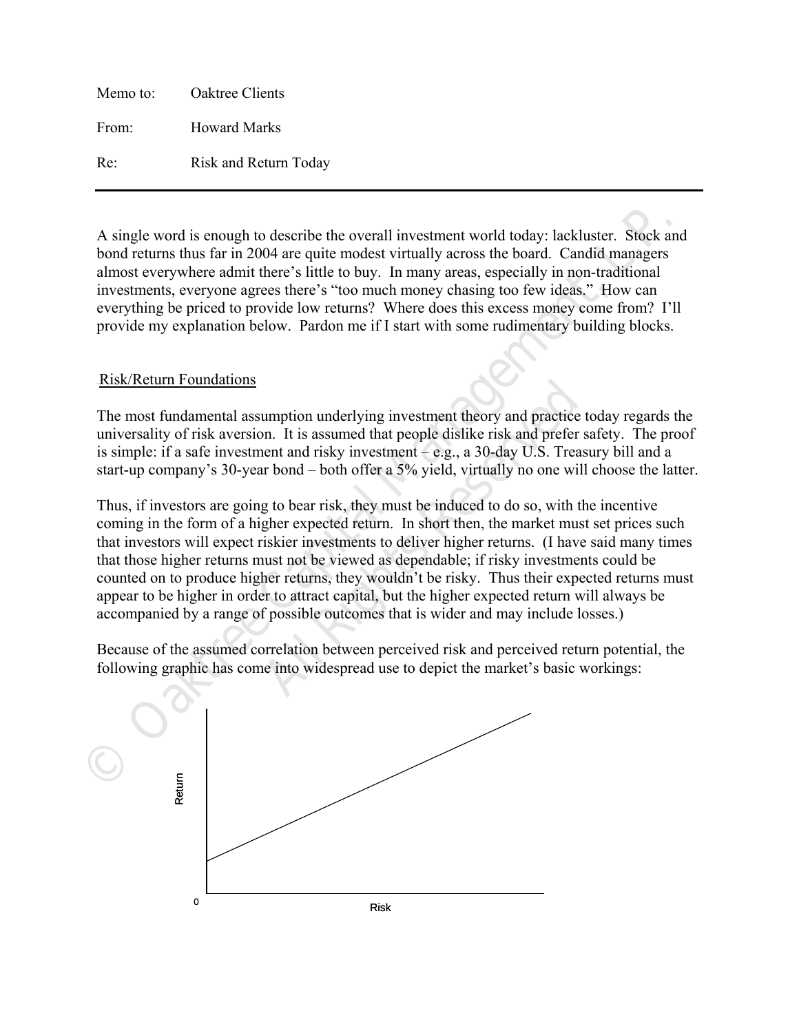Memo to: Oaktree Clients

From: Howard Marks

Re: Risk and Return Today

---

A single word is enough to describe the overall investment world today: lackluster. Stock and bond returns thus far in 2004 are quite modest virtually across the board. Candid managers almost everywhere admit there's little to buy. In many areas, especially in non-traditional investments, everyone agrees there's "too much money chasing too few ideas." How can everything be priced to provide low returns? Where does this excess money come from? I'll provide my explanation below. Pardon me if I start with some rudimentary building blocks.

## Risk/Return Foundations

The most fundamental assumption underlying investment theory and practice today regards the universality of risk aversion. It is assumed that people dislike risk and prefer safety. The proof is simple: if a safe investment and risky investment – e.g., a 30-day U.S. Treasury bill and a start-up company's 30-year bond – both offer a 5% yield, virtually no one will choose the latter.

Thus, if investors are going to bear risk, they must be induced to do so, with the incentive coming in the form of a higher expected return. In short then, the market must set prices such that investors will expect riskier investments to deliver higher returns. (I have said many times that those higher returns must not be viewed as dependable; if risky investments could be counted on to produce higher returns, they wouldn't be risky. Thus their expected returns must appear to be higher in order to attract capital, but the higher expected return will always be accompanied by a range of possible outcomes that is wider and may include losses.)

Because of the assumed correlation between perceived risk and perceived return potential, the following graphic has come into widespread use to depict the market's basic workings:

Return

0

Risk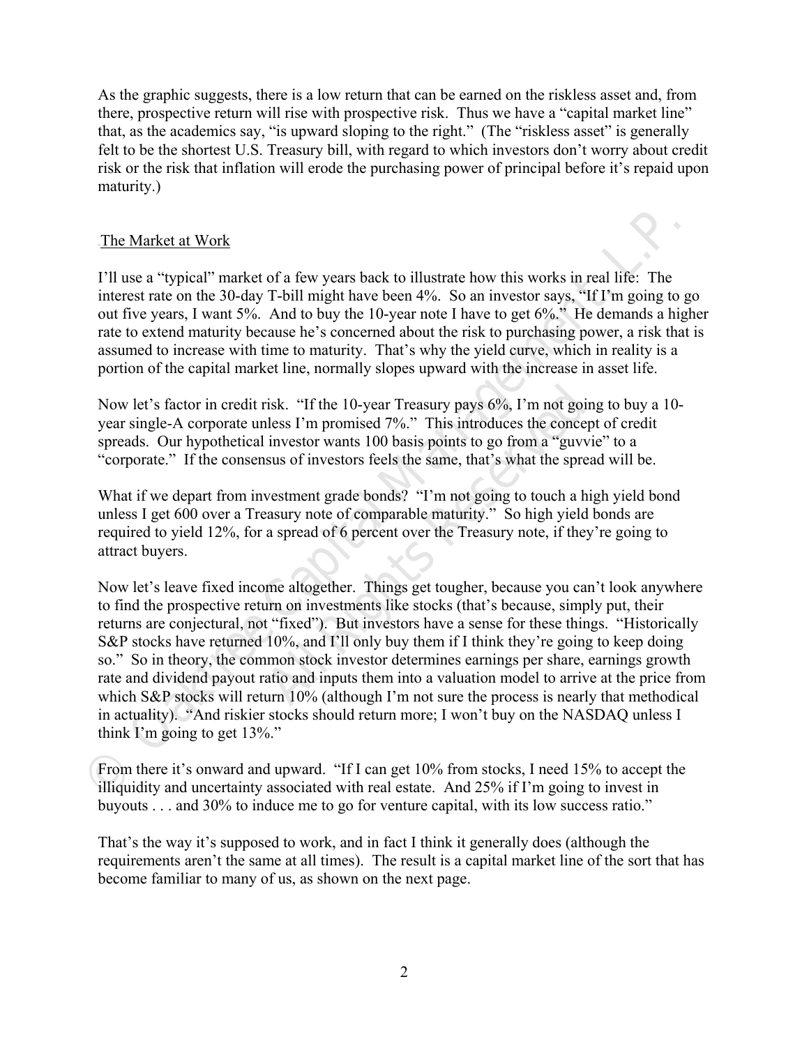As the graphic suggests, there is a low return that can be earned on the riskless asset and, from there, prospective return will rise with prospective risk. Thus we have a "capital market line" that, as the academics say, "is upward sloping to the right." (The "riskless asset" is generally felt to be the shortest U.S. Treasury bill, with regard to which investors don't worry about credit risk or the risk that inflation will erode the purchasing power of principal before it's repaid upon maturity.)

## The Market at Work

I'll use a "typical" market of a few years back to illustrate how this works in real life: The interest rate on the 30-day T-bill might have been 4%. So an investor says, "If I'm going to go out five years, I want 5%. And to buy the 10-year note I have to get 6%." He demands a higher rate to extend maturity because he's concerned about the risk to purchasing power, a risk that is assumed to increase with time to maturity. That's why the yield curve, which in reality is a portion of the capital market line, normally slopes upward with the increase in asset life.

Now let's factor in credit risk. "If the 10-year Treasury pays 6%, I'm not going to buy a 10-year single-A corporate unless I'm promised 7%." This introduces the concept of credit spreads. Our hypothetical investor wants 100 basis points to go from a "guvvie" to a "corporate." If the consensus of investors feels the same, that's what the spread will be.

What if we depart from investment grade bonds? "I'm not going to touch a high yield bond unless I get 600 over a Treasury note of comparable maturity." So high yield bonds are required to yield 12%, for a spread of 6 percent over the Treasury note, if they're going to attract buyers.

Now let's leave fixed income altogether. Things get tougher, because you can't look anywhere to find the prospective return on investments like stocks (that's because, simply put, their returns are conjectural, not "fixed"). But investors have a sense for these things. "Historically S&P stocks have returned 10%, and I'll only buy them if I think they're going to keep doing so." So in theory, the common stock investor determines earnings per share, earnings growth rate and dividend payout ratio and inputs them into a valuation model to arrive at the price from which S&P stocks will return 10% (although I'm not sure the process is nearly that methodical in actuality). "And riskier stocks should return more; I won't buy on the NASDAQ unless I think I'm going to get 13%."

From there it's onward and upward. "If I can get 10% from stocks, I need 15% to accept the illiquidity and uncertainty associated with real estate. And 25% if I'm going to invest in buyouts . . . and 30% to induce me to go for venture capital, with its low success ratio."

That's the way it's supposed to work, and in fact I think it generally does (although the requirements aren't the same at all times). The result is a capital market line of the sort that has become familiar to many of us, as shown on the next page.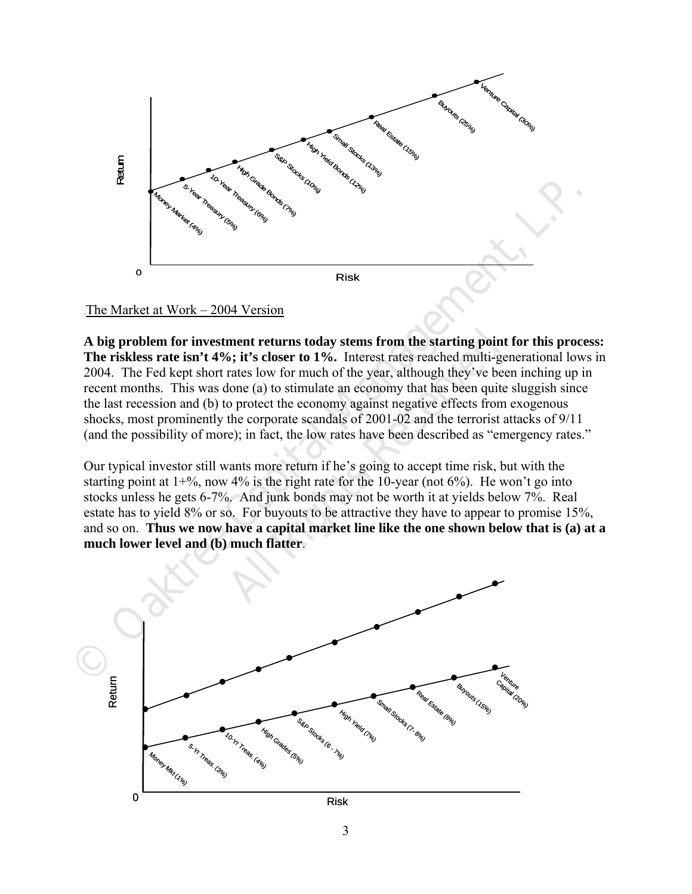The Market at Work – 2004 Version

**A big problem for investment returns today stems from the starting point for this process: The riskless rate isn't 4%; it's closer to 1%.** Interest rates reached multi-generational lows in 2004. The Fed kept short rates low for much of the year, although they've been inching up in recent months. This was done (a) to stimulate an economy that has been quite sluggish since the last recession and (b) to protect the economy against negative effects from exogenous shocks, most prominently the corporate scandals of 2001-02 and the terrorist attacks of 9/11 (and the possibility of more); in fact, the low rates have been described as "emergency rates."

Our typical investor still wants more return if he's going to accept time risk, but with the starting point at 1+%, now 4% is the right rate for the 10-year (not 6%). He won't go into stocks unless he gets 6-7%. And junk bonds may not be worth it at yields below 7%. Real estate has to yield 8% or so. For buyouts to be attractive they have to appear to promise 15%, and so on. **Thus we now have a capital market line like the one shown below that is (a) at a much lower level and (b) much flatter**.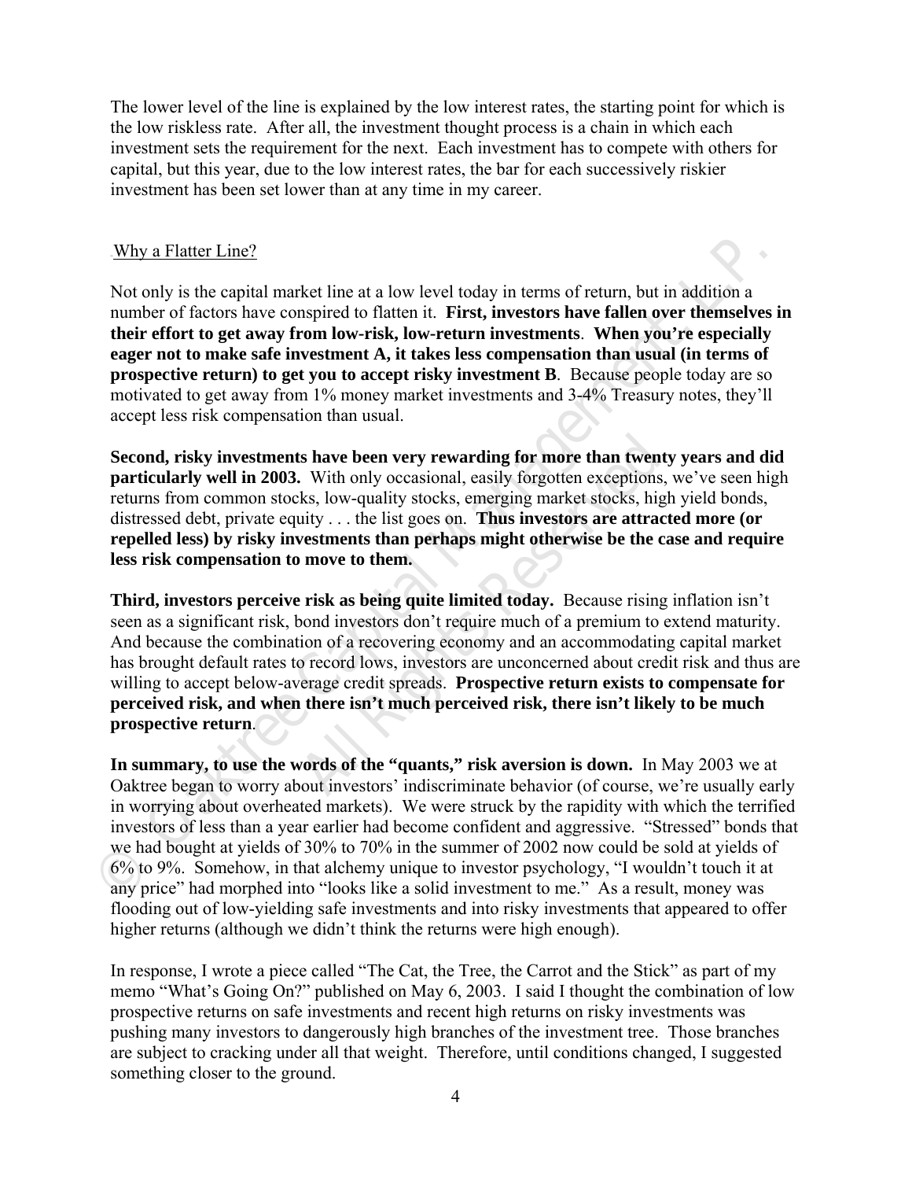The lower level of the line is explained by the low interest rates, the starting point for which is the low riskless rate. After all, the investment thought process is a chain in which each investment sets the requirement for the next. Each investment has to compete with others for capital, but this year, due to the low interest rates, the bar for each successively riskier investment has been set lower than at any time in my career.

Why a Flatter Line?

Not only is the capital market line at a low level today in terms of return, but in addition a number of factors have conspired to flatten it. **First, investors have fallen over themselves in their effort to get away from low-risk, low-return investments**. **When you're especially eager not to make safe investment A, it takes less compensation than usual (in terms of prospective return) to get you to accept risky investment B**. Because people today are so motivated to get away from 1% money market investments and 3-4% Treasury notes, they'll accept less risk compensation than usual.

**Second, risky investments have been very rewarding for more than twenty years and did particularly well in 2003.** With only occasional, easily forgotten exceptions, we've seen high returns from common stocks, low-quality stocks, emerging market stocks, high yield bonds, distressed debt, private equity . . . the list goes on. **Thus investors are attracted more (or repelled less) by risky investments than perhaps might otherwise be the case and require less risk compensation to move to them.**

**Third, investors perceive risk as being quite limited today.** Because rising inflation isn't seen as a significant risk, bond investors don't require much of a premium to extend maturity. And because the combination of a recovering economy and an accommodating capital market has brought default rates to record lows, investors are unconcerned about credit risk and thus are willing to accept below-average credit spreads. **Prospective return exists to compensate for perceived risk, and when there isn't much perceived risk, there isn't likely to be much prospective return**.

**In summary, to use the words of the "quants," risk aversion is down.** In May 2003 we at Oaktree began to worry about investors' indiscriminate behavior (of course, we're usually early in worrying about overheated markets). We were struck by the rapidity with which the terrified investors of less than a year earlier had become confident and aggressive. "Stressed" bonds that we had bought at yields of 30% to 70% in the summer of 2002 now could be sold at yields of 6% to 9%. Somehow, in that alchemy unique to investor psychology, "I wouldn't touch it at any price" had morphed into "looks like a solid investment to me." As a result, money was flooding out of low-yielding safe investments and into risky investments that appeared to offer higher returns (although we didn't think the returns were high enough).

In response, I wrote a piece called "The Cat, the Tree, the Carrot and the Stick" as part of my memo "What's Going On?" published on May 6, 2003. I said I thought the combination of low prospective returns on safe investments and recent high returns on risky investments was pushing many investors to dangerously high branches of the investment tree. Those branches are subject to cracking under all that weight. Therefore, until conditions changed, I suggested something closer to the ground.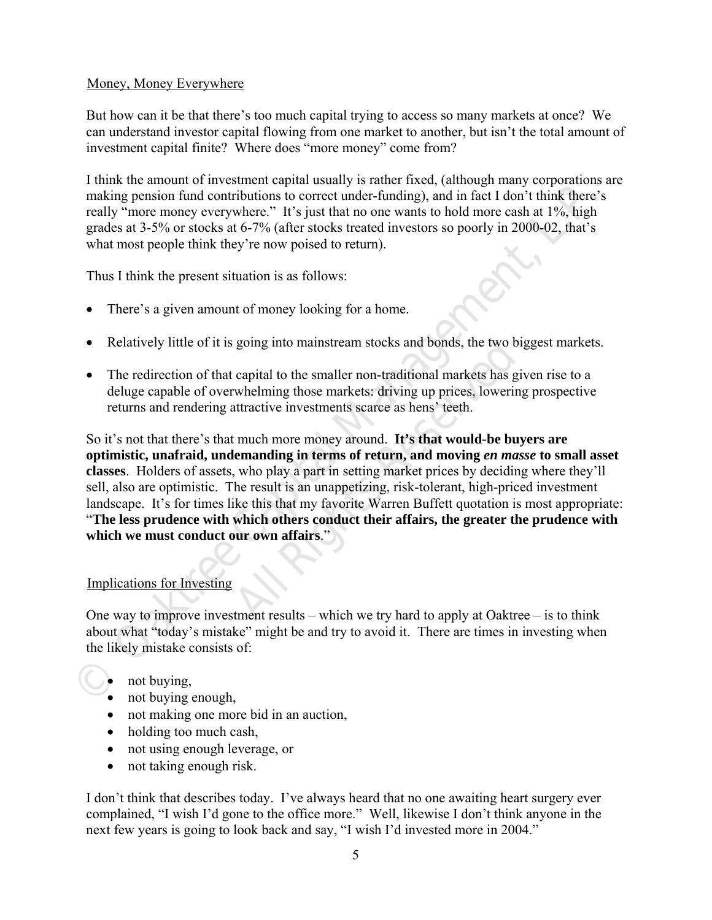## Money, Money Everywhere

But how can it be that there's too much capital trying to access so many markets at once? We can understand investor capital flowing from one market to another, but isn't the total amount of investment capital finite? Where does "more money" come from?

I think the amount of investment capital usually is rather fixed, (although many corporations are making pension fund contributions to correct under-funding), and in fact I don't think there's really "more money everywhere." It's just that no one wants to hold more cash at 1%, high grades at 3-5% or stocks at 6-7% (after stocks treated investors so poorly in 2000-02, that's what most people think they're now poised to return).

Thus I think the present situation is as follows:

- There's a given amount of money looking for a home.
- Relatively little of it is going into mainstream stocks and bonds, the two biggest markets.
- The redirection of that capital to the smaller non-traditional markets has given rise to a deluge capable of overwhelming those markets: driving up prices, lowering prospective returns and rendering attractive investments scarce as hens' teeth.

So it's not that there's that much more money around. **It's that would-be buyers are optimistic, unafraid, undemanding in terms of return, and moving *en masse* to small asset classes**. Holders of assets, who play a part in setting market prices by deciding where they'll sell, also are optimistic. The result is an unappetizing, risk-tolerant, high-priced investment landscape. It's for times like this that my favorite Warren Buffett quotation is most appropriate: "**The less prudence with which others conduct their affairs, the greater the prudence with which we must conduct our own affairs**."

## Implications for Investing

One way to improve investment results – which we try hard to apply at Oaktree – is to think about what "today's mistake" might be and try to avoid it. There are times in investing when the likely mistake consists of:

- not buying,
- not buying enough,
- not making one more bid in an auction,
- holding too much cash,
- not using enough leverage, or
- not taking enough risk.

I don't think that describes today. I've always heard that no one awaiting heart surgery ever complained, "I wish I'd gone to the office more." Well, likewise I don't think anyone in the next few years is going to look back and say, "I wish I'd invested more in 2004."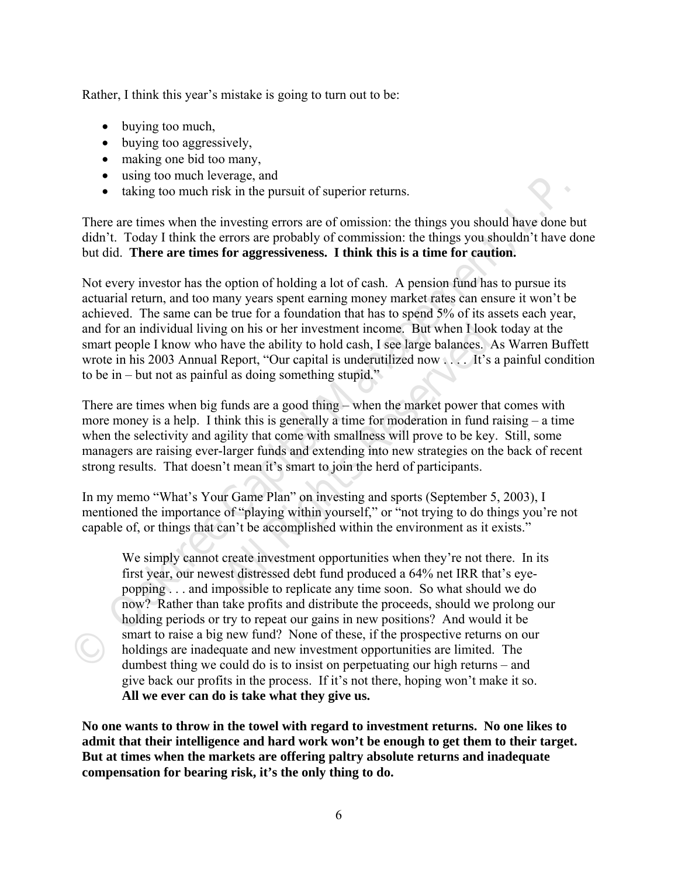Rather, I think this year's mistake is going to turn out to be:

- buying too much,
- buying too aggressively,
- making one bid too many,
- using too much leverage, and
- taking too much risk in the pursuit of superior returns.

There are times when the investing errors are of omission: the things you should have done but didn't. Today I think the errors are probably of commission: the things you shouldn't have done but did. **There are times for aggressiveness. I think this is a time for caution.**

Not every investor has the option of holding a lot of cash. A pension fund has to pursue its actuarial return, and too many years spent earning money market rates can ensure it won't be achieved. The same can be true for a foundation that has to spend 5% of its assets each year, and for an individual living on his or her investment income. But when I look today at the smart people I know who have the ability to hold cash, I see large balances. As Warren Buffett wrote in his 2003 Annual Report, "Our capital is underutilized now . . . . It's a painful condition to be in – but not as painful as doing something stupid."

There are times when big funds are a good thing – when the market power that comes with more money is a help. I think this is generally a time for moderation in fund raising – a time when the selectivity and agility that come with smallness will prove to be key. Still, some managers are raising ever-larger funds and extending into new strategies on the back of recent strong results. That doesn't mean it's smart to join the herd of participants.

In my memo "What's Your Game Plan" on investing and sports (September 5, 2003), I mentioned the importance of "playing within yourself," or "not trying to do things you're not capable of, or things that can't be accomplished within the environment as it exists."

> We simply cannot create investment opportunities when they're not there. In its first year, our newest distressed debt fund produced a 64% net IRR that's eye-popping . . . and impossible to replicate any time soon. So what should we do now? Rather than take profits and distribute the proceeds, should we prolong our holding periods or try to repeat our gains in new positions? And would it be smart to raise a big new fund? None of these, if the prospective returns on our holdings are inadequate and new investment opportunities are limited. The dumbest thing we could do is to insist on perpetuating our high returns – and give back our profits in the process. If it's not there, hoping won't make it so. **All we ever can do is take what they give us.**

**No one wants to throw in the towel with regard to investment returns. No one likes to admit that their intelligence and hard work won't be enough to get them to their target. But at times when the markets are offering paltry absolute returns and inadequate compensation for bearing risk, it's the only thing to do.**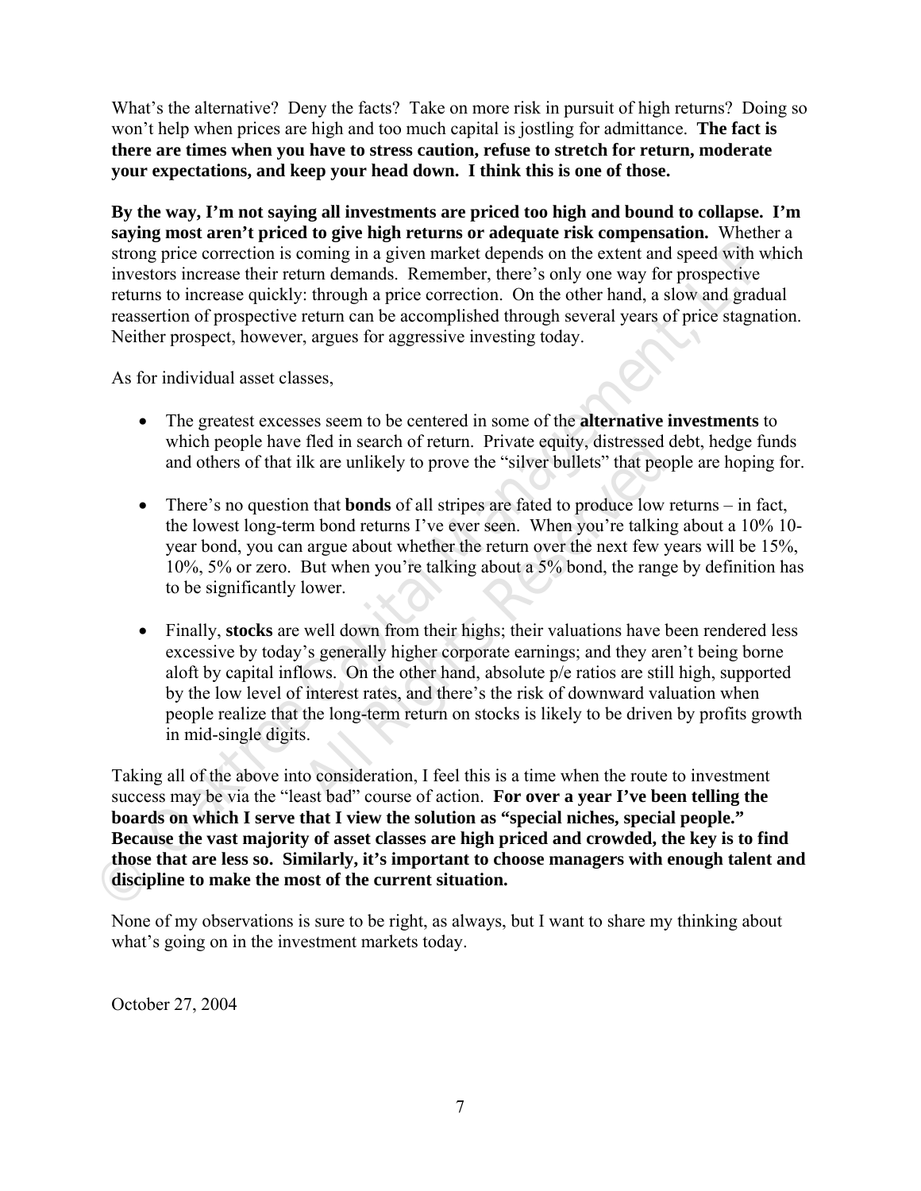What's the alternative? Deny the facts? Take on more risk in pursuit of high returns? Doing so won't help when prices are high and too much capital is jostling for admittance. **The fact is there are times when you have to stress caution, refuse to stretch for return, moderate your expectations, and keep your head down. I think this is one of those.**

**By the way, I'm not saying all investments are priced too high and bound to collapse. I'm saying most aren't priced to give high returns or adequate risk compensation.** Whether a strong price correction is coming in a given market depends on the extent and speed with which investors increase their return demands. Remember, there's only one way for prospective returns to increase quickly: through a price correction. On the other hand, a slow and gradual reassertion of prospective return can be accomplished through several years of price stagnation. Neither prospect, however, argues for aggressive investing today.

As for individual asset classes,

- The greatest excesses seem to be centered in some of the **alternative investments** to which people have fled in search of return. Private equity, distressed debt, hedge funds and others of that ilk are unlikely to prove the "silver bullets" that people are hoping for.

- There's no question that **bonds** of all stripes are fated to produce low returns – in fact, the lowest long-term bond returns I've ever seen. When you're talking about a 10% 10-year bond, you can argue about whether the return over the next few years will be 15%, 10%, 5% or zero. But when you're talking about a 5% bond, the range by definition has to be significantly lower.

- Finally, **stocks** are well down from their highs; their valuations have been rendered less excessive by today's generally higher corporate earnings; and they aren't being borne aloft by capital inflows. On the other hand, absolute p/e ratios are still high, supported by the low level of interest rates, and there's the risk of downward valuation when people realize that the long-term return on stocks is likely to be driven by profits growth in mid-single digits.

Taking all of the above into consideration, I feel this is a time when the route to investment success may be via the "least bad" course of action. **For over a year I've been telling the boards on which I serve that I view the solution as "special niches, special people." Because the vast majority of asset classes are high priced and crowded, the key is to find those that are less so. Similarly, it's important to choose managers with enough talent and discipline to make the most of the current situation.**

None of my observations is sure to be right, as always, but I want to share my thinking about what's going on in the investment markets today.

October 27, 2004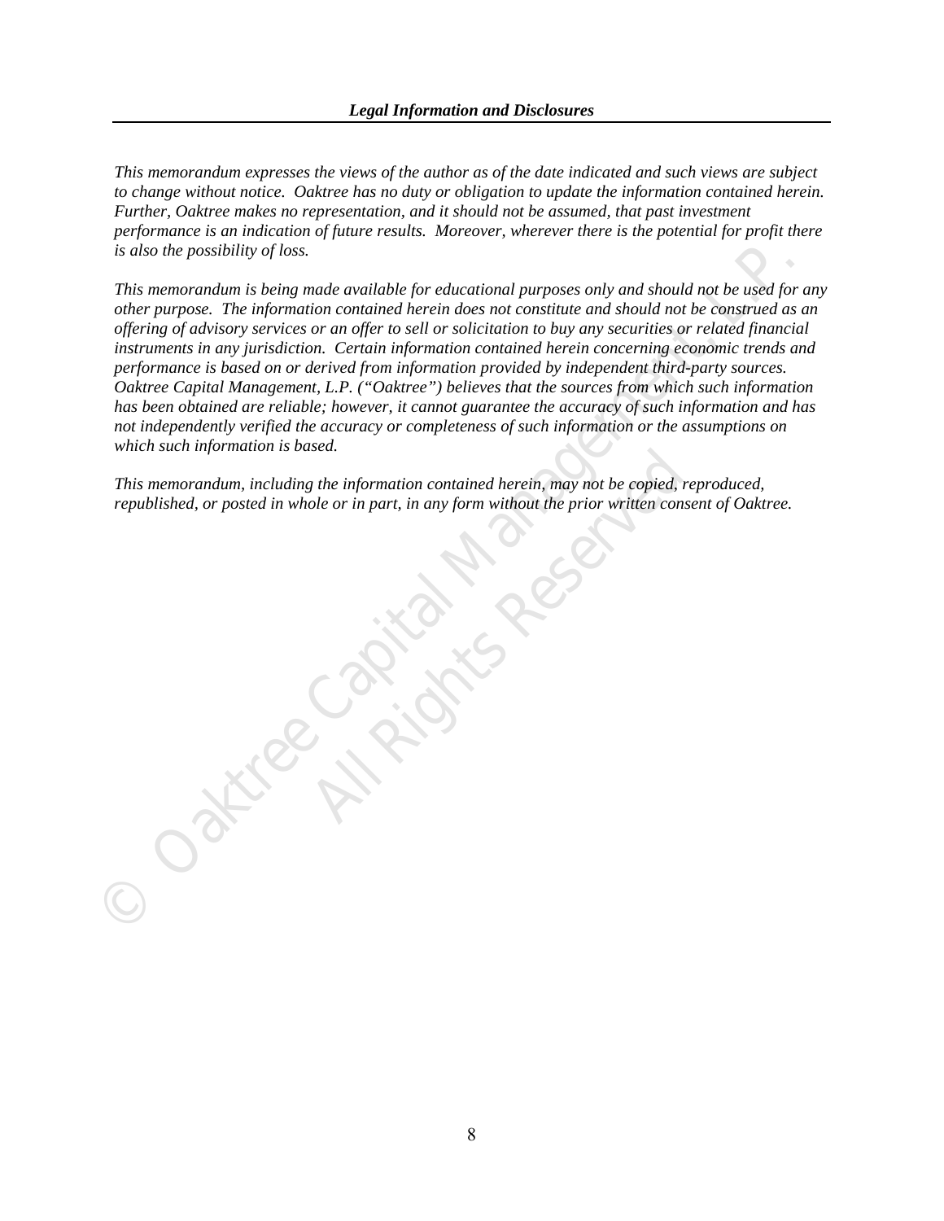***Legal Information and Disclosures***

*This memorandum expresses the views of the author as of the date indicated and such views are subject to change without notice. Oaktree has no duty or obligation to update the information contained herein. Further, Oaktree makes no representation, and it should not be assumed, that past investment performance is an indication of future results. Moreover, wherever there is the potential for profit there is also the possibility of loss.*

*This memorandum is being made available for educational purposes only and should not be used for any other purpose. The information contained herein does not constitute and should not be construed as an offering of advisory services or an offer to sell or solicitation to buy any securities or related financial instruments in any jurisdiction. Certain information contained herein concerning economic trends and performance is based on or derived from information provided by independent third-party sources. Oaktree Capital Management, L.P. ("Oaktree") believes that the sources from which such information has been obtained are reliable; however, it cannot guarantee the accuracy of such information and has not independently verified the accuracy or completeness of such information or the assumptions on which such information is based.*

*This memorandum, including the information contained herein, may not be copied, reproduced, republished, or posted in whole or in part, in any form without the prior written consent of Oaktree.*